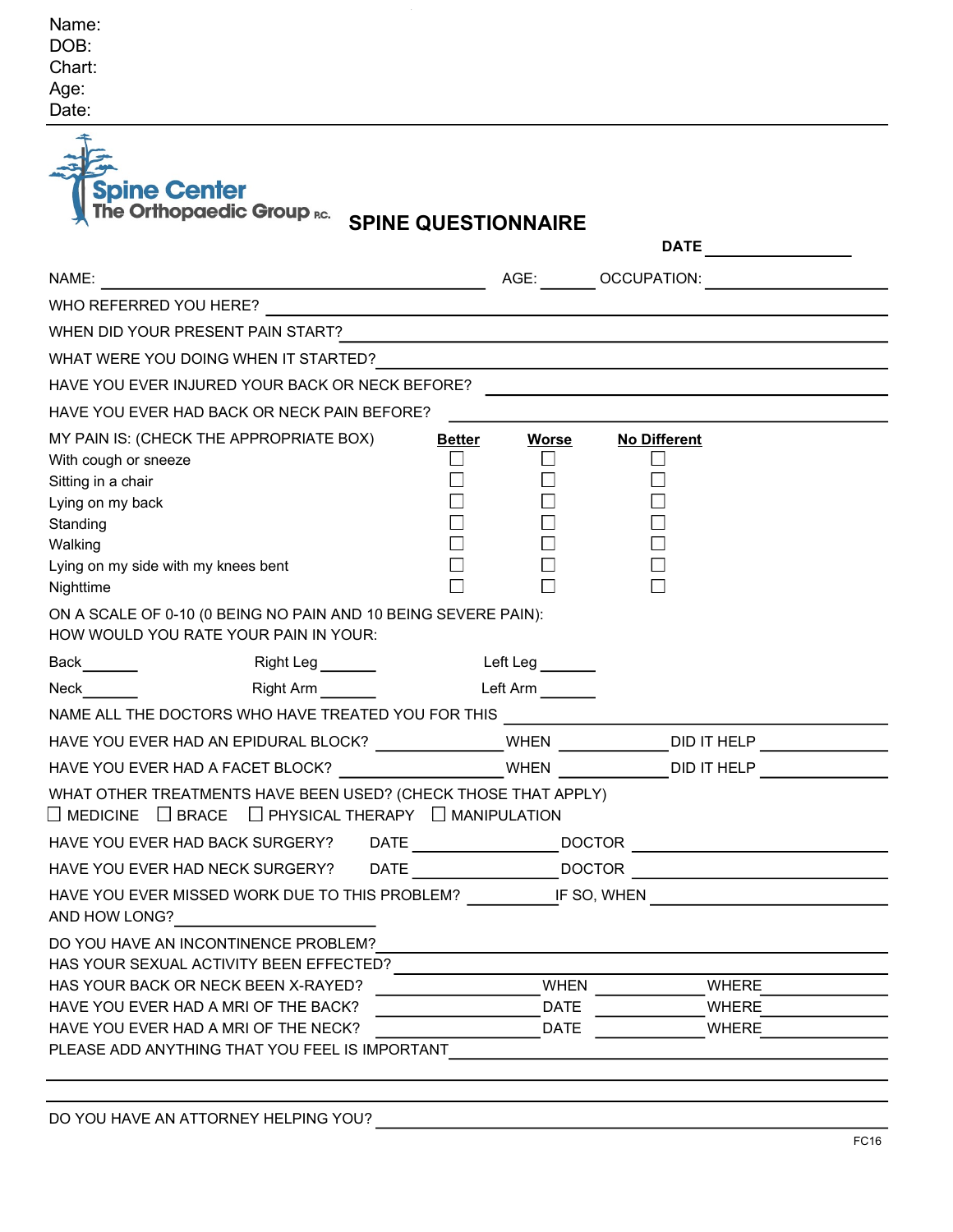Name:
DOB:
Chart:
Age:
Date:

Spine Center
The Orthopaedic Group P.C.

# SPINE QUESTIONNAIRE

DATE ____________

NAME: ____________________ AGE: ______ OCCUPATION: ____________

WHO REFERRED YOU HERE? ____________________

WHEN DID YOUR PRESENT PAIN START? ____________________

WHAT WERE YOU DOING WHEN IT STARTED? ____________________

HAVE YOU EVER INJURED YOUR BACK OR NECK BEFORE? ____________________

HAVE YOU EVER HAD BACK OR NECK PAIN BEFORE? ____________________

| MY PAIN IS: (CHECK THE APPROPRIATE BOX) | **Better** | **Worse** | **No Different** |
|---|---|---|---|
| With cough or sneeze | ☐ | ☐ | ☐ |
| Sitting in a chair | ☐ | ☐ | ☐ |
| Lying on my back | ☐ | ☐ | ☐ |
| Standing | ☐ | ☐ | ☐ |
| Walking | ☐ | ☐ | ☐ |
| Lying on my side with my knees bent | ☐ | ☐ | ☐ |
| Nighttime | ☐ | ☐ | ☐ |

ON A SCALE OF 0-10 (0 BEING NO PAIN AND 10 BEING SEVERE PAIN):
HOW WOULD YOU RATE YOUR PAIN IN YOUR:

Back ______ Right Leg ______ Left Leg ______

Neck ______ Right Arm ______ Left Arm ______

NAME ALL THE DOCTORS WHO HAVE TREATED YOU FOR THIS ____________________

HAVE YOU EVER HAD AN EPIDURAL BLOCK? ____________ WHEN ____________ DID IT HELP ____________

HAVE YOU EVER HAD A FACET BLOCK? ____________ WHEN ____________ DID IT HELP ____________

WHAT OTHER TREATMENTS HAVE BEEN USED? (CHECK THOSE THAT APPLY)
☐ MEDICINE ☐ BRACE ☐ PHYSICAL THERAPY ☐ MANIPULATION

HAVE YOU EVER HAD BACK SURGERY? DATE ____________ DOCTOR ____________

HAVE YOU EVER HAD NECK SURGERY? DATE ____________ DOCTOR ____________

HAVE YOU EVER MISSED WORK DUE TO THIS PROBLEM? ________ IF SO, WHEN ____________
AND HOW LONG? ____________

DO YOU HAVE AN INCONTINENCE PROBLEM? ____________________
HAS YOUR SEXUAL ACTIVITY BEEN EFFECTED? ____________________
HAS YOUR BACK OR NECK BEEN X-RAYED? ____________ WHEN ____________ WHERE ____________
HAVE YOU EVER HAD A MRI OF THE BACK? ____________ DATE ____________ WHERE ____________
HAVE YOU EVER HAD A MRI OF THE NECK? ____________ DATE ____________ WHERE ____________
PLEASE ADD ANYTHING THAT YOU FEEL IS IMPORTANT ____________________

DO YOU HAVE AN ATTORNEY HELPING YOU? ____________________

FC16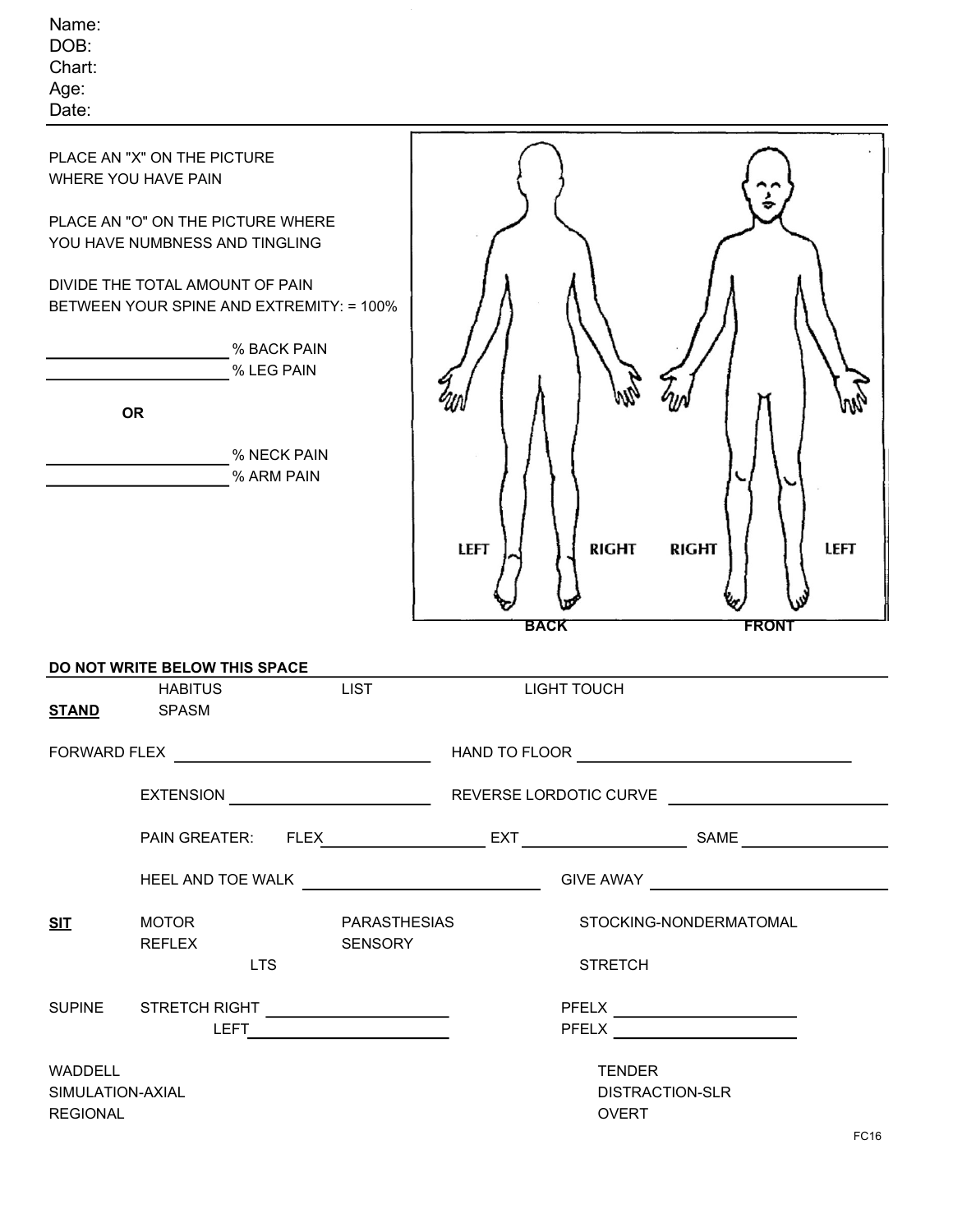Name:
DOB:
Chart:
Age:
Date:

PLACE AN "X" ON THE PICTURE WHERE YOU HAVE PAIN

PLACE AN "O" ON THE PICTURE WHERE YOU HAVE NUMBNESS AND TINGLING

DIVIDE THE TOTAL AMOUNT OF PAIN BETWEEN YOUR SPINE AND EXTREMITY: = 100%

\_\_\_\_\_\_\_\_\_\_\_\_\_\_\_\_\_\_\_\_ % BACK PAIN
\_\_\_\_\_\_\_\_\_\_\_\_\_\_\_\_\_\_\_\_ % LEG PAIN

**OR**

\_\_\_\_\_\_\_\_\_\_\_\_\_\_\_\_\_\_\_\_ % NECK PAIN
\_\_\_\_\_\_\_\_\_\_\_\_\_\_\_\_\_\_\_\_ % ARM PAIN

LEFT RIGHT RIGHT LEFT

BACK FRONT

**DO NOT WRITE BELOW THIS SPACE**

**STAND** HABITUS LIST LIGHT TOUCH
SPASM

FORWARD FLEX \_\_\_\_\_\_\_\_\_\_\_\_\_\_\_\_\_\_\_\_ HAND TO FLOOR \_\_\_\_\_\_\_\_\_\_\_\_\_\_\_\_\_\_\_\_

EXTENSION \_\_\_\_\_\_\_\_\_\_\_\_\_\_\_\_\_\_\_\_ REVERSE LORDOTIC CURVE \_\_\_\_\_\_\_\_\_\_\_\_\_\_\_\_\_\_\_\_

PAIN GREATER: FLEX \_\_\_\_\_\_\_\_\_\_\_\_\_\_\_\_\_\_\_\_ EXT \_\_\_\_\_\_\_\_\_\_\_\_\_\_\_\_\_\_\_\_ SAME \_\_\_\_\_\_\_\_\_\_\_\_\_\_\_\_\_\_\_\_

HEEL AND TOE WALK \_\_\_\_\_\_\_\_\_\_\_\_\_\_\_\_\_\_\_\_ GIVE AWAY \_\_\_\_\_\_\_\_\_\_\_\_\_\_\_\_\_\_\_\_

**SIT** MOTOR PARASTHESIAS STOCKING-NONDERMATOMAL
REFLEX SENSORY
LTS STRETCH

SUPINE STRETCH RIGHT \_\_\_\_\_\_\_\_\_\_\_\_\_\_\_\_\_\_\_\_ PFELX \_\_\_\_\_\_\_\_\_\_\_\_\_\_\_\_\_\_\_\_
LEFT \_\_\_\_\_\_\_\_\_\_\_\_\_\_\_\_\_\_\_\_ PFELX \_\_\_\_\_\_\_\_\_\_\_\_\_\_\_\_\_\_\_\_

WADDELL TENDER
SIMULATION-AXIAL DISTRACTION-SLR
REGIONAL OVERT

FC16